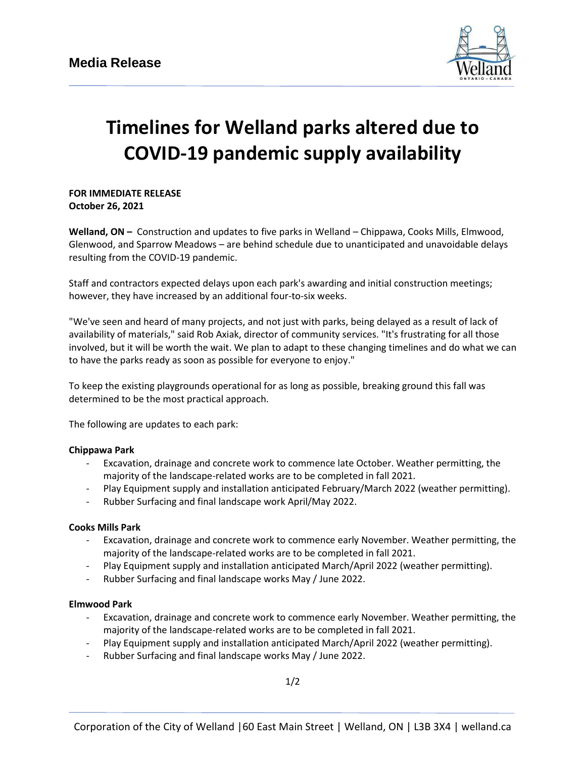**Media Release**

# Timelines for Welland parks altered due to COVID-19 pandemic supply availability

**FOR IMMEDIATE RELEASE**
**October 26, 2021**

**Welland, ON –** Construction and updates to five parks in Welland – Chippawa, Cooks Mills, Elmwood, Glenwood, and Sparrow Meadows – are behind schedule due to unanticipated and unavoidable delays resulting from the COVID-19 pandemic.

Staff and contractors expected delays upon each park's awarding and initial construction meetings; however, they have increased by an additional four-to-six weeks.

"We've seen and heard of many projects, and not just with parks, being delayed as a result of lack of availability of materials," said Rob Axiak, director of community services. "It's frustrating for all those involved, but it will be worth the wait. We plan to adapt to these changing timelines and do what we can to have the parks ready as soon as possible for everyone to enjoy."

To keep the existing playgrounds operational for as long as possible, breaking ground this fall was determined to be the most practical approach.

The following are updates to each park:

**Chippawa Park**

- Excavation, drainage and concrete work to commence late October. Weather permitting, the majority of the landscape-related works are to be completed in fall 2021.
- Play Equipment supply and installation anticipated February/March 2022 (weather permitting).
- Rubber Surfacing and final landscape work April/May 2022.

**Cooks Mills Park**

- Excavation, drainage and concrete work to commence early November. Weather permitting, the majority of the landscape-related works are to be completed in fall 2021.
- Play Equipment supply and installation anticipated March/April 2022 (weather permitting).
- Rubber Surfacing and final landscape works May / June 2022.

**Elmwood Park**

- Excavation, drainage and concrete work to commence early November. Weather permitting, the majority of the landscape-related works are to be completed in fall 2021.
- Play Equipment supply and installation anticipated March/April 2022 (weather permitting).
- Rubber Surfacing and final landscape works May / June 2022.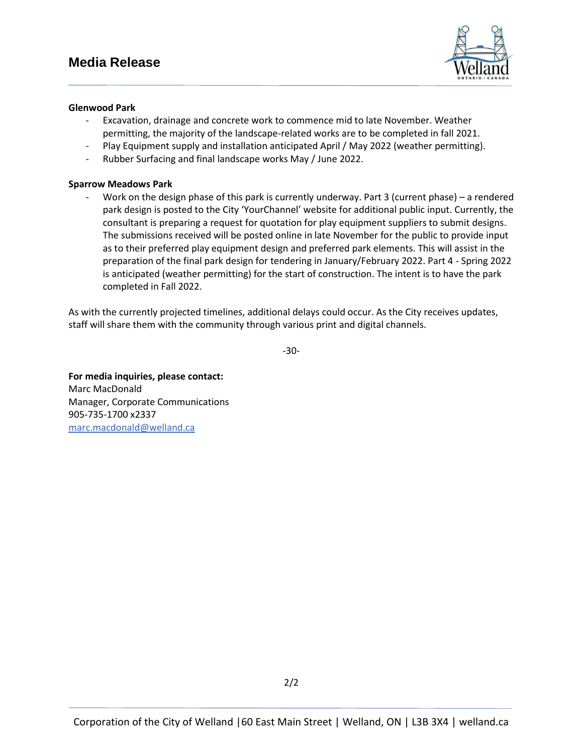**Glenwood Park**

- Excavation, drainage and concrete work to commence mid to late November. Weather permitting, the majority of the landscape-related works are to be completed in fall 2021.
- Play Equipment supply and installation anticipated April / May 2022 (weather permitting).
- Rubber Surfacing and final landscape works May / June 2022.

**Sparrow Meadows Park**

- Work on the design phase of this park is currently underway. Part 3 (current phase) – a rendered park design is posted to the City 'YourChannel' website for additional public input. Currently, the consultant is preparing a request for quotation for play equipment suppliers to submit designs. The submissions received will be posted online in late November for the public to provide input as to their preferred play equipment design and preferred park elements. This will assist in the preparation of the final park design for tendering in January/February 2022. Part 4 - Spring 2022 is anticipated (weather permitting) for the start of construction. The intent is to have the park completed in Fall 2022.

As with the currently projected timelines, additional delays could occur. As the City receives updates, staff will share them with the community through various print and digital channels.

-30-

**For media inquiries, please contact:**
Marc MacDonald
Manager, Corporate Communications
905-735-1700 x2337
marc.macdonald@welland.ca